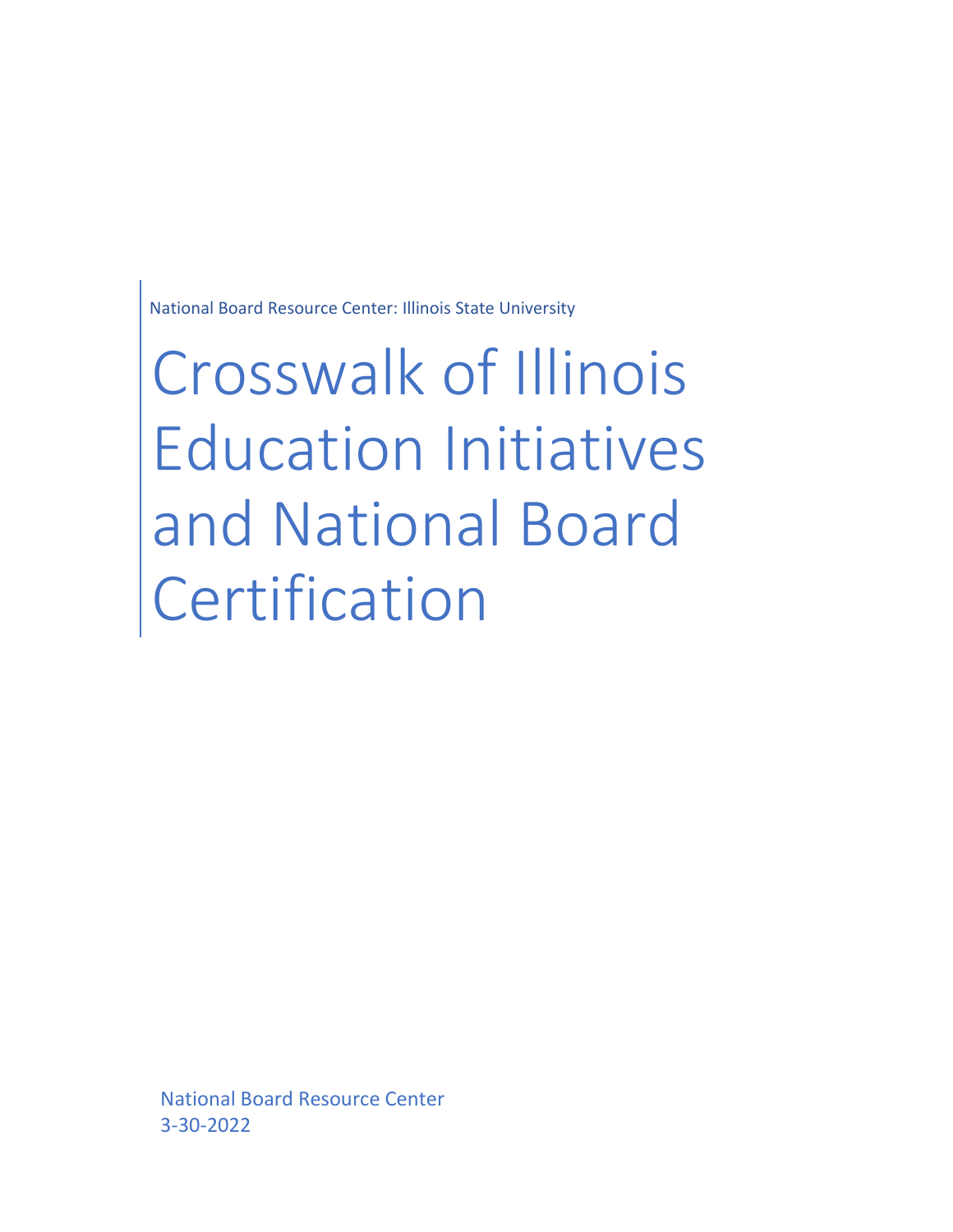National Board Resource Center: Illinois State University

# Crosswalk of Illinois Education Initiatives and National Board Certification

National Board Resource Center
3-30-2022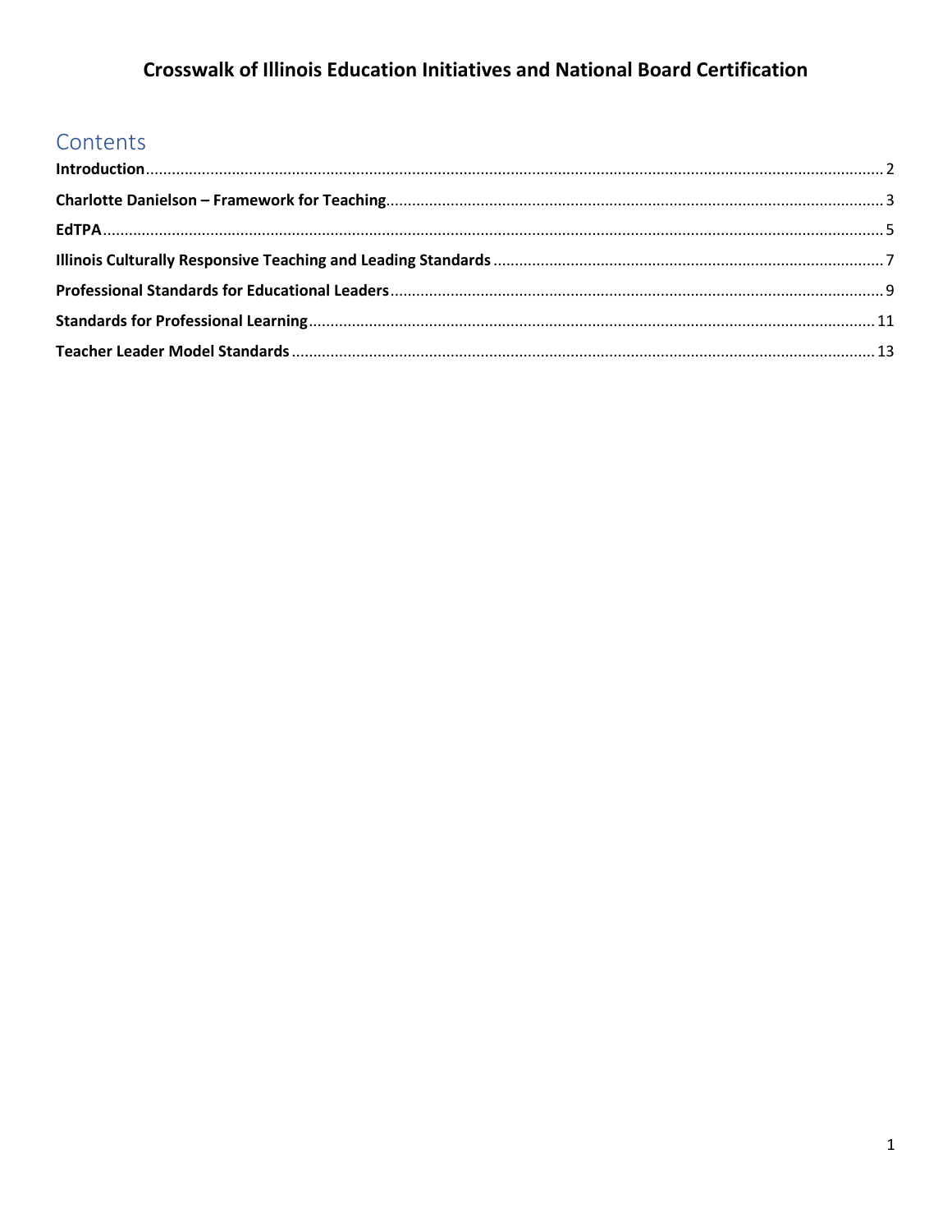# Crosswalk of Illinois Education Initiatives and National Board Certification

## Contents

**Introduction** .......... 2

**Charlotte Danielson – Framework for Teaching** .......... 3

**EdTPA** .......... 5

**Illinois Culturally Responsive Teaching and Leading Standards** .......... 7

**Professional Standards for Educational Leaders** .......... 9

**Standards for Professional Learning** .......... 11

**Teacher Leader Model Standards** .......... 13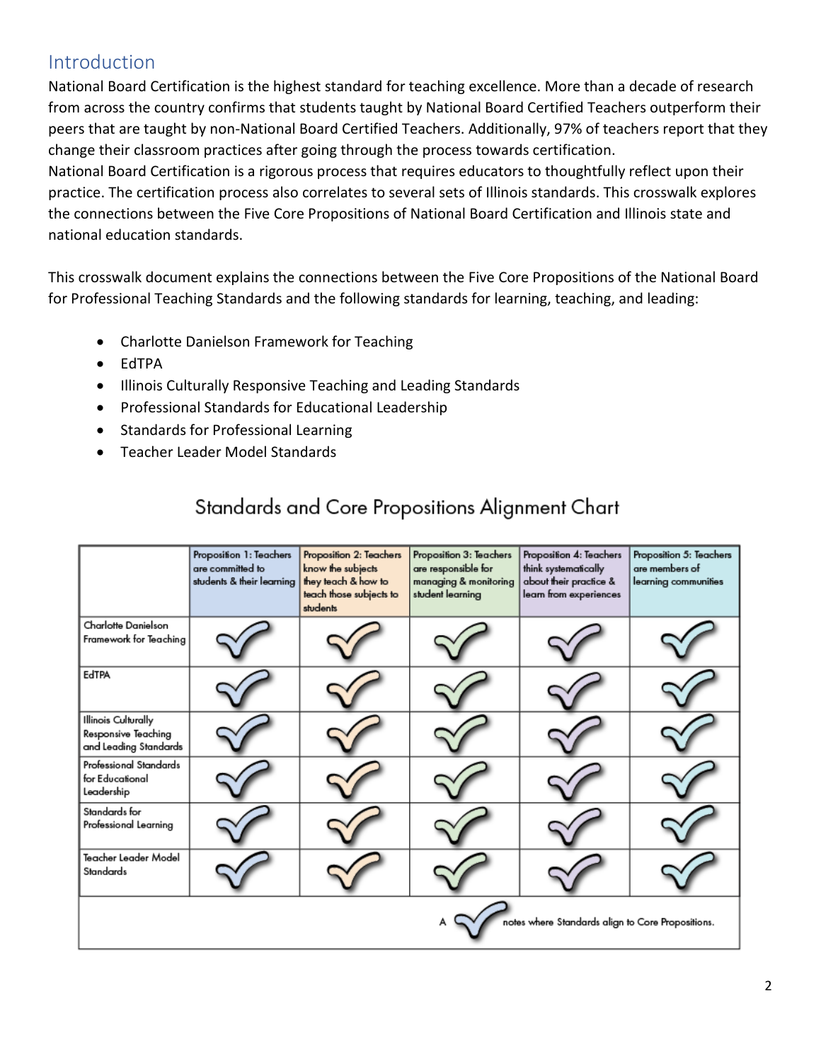## Introduction

National Board Certification is the highest standard for teaching excellence. More than a decade of research from across the country confirms that students taught by National Board Certified Teachers outperform their peers that are taught by non-National Board Certified Teachers. Additionally, 97% of teachers report that they change their classroom practices after going through the process towards certification.

National Board Certification is a rigorous process that requires educators to thoughtfully reflect upon their practice. The certification process also correlates to several sets of Illinois standards. This crosswalk explores the connections between the Five Core Propositions of National Board Certification and Illinois state and national education standards.

This crosswalk document explains the connections between the Five Core Propositions of the National Board for Professional Teaching Standards and the following standards for learning, teaching, and leading:

- Charlotte Danielson Framework for Teaching
- EdTPA
- Illinois Culturally Responsive Teaching and Leading Standards
- Professional Standards for Educational Leadership
- Standards for Professional Learning
- Teacher Leader Model Standards

## Standards and Core Propositions Alignment Chart

| | Proposition 1: Teachers are committed to students & their learning | Proposition 2: Teachers know the subjects they teach & how to teach those subjects to students | Proposition 3: Teachers are responsible for managing & monitoring student learning | Proposition 4: Teachers think systematically about their practice & learn from experiences | Proposition 5: Teachers are members of learning communities |
|---|---|---|---|---|---|
| Charlotte Danielson Framework for Teaching | ✓ | ✓ | ✓ | ✓ | ✓ |
| EdTPA | ✓ | ✓ | ✓ | ✓ | ✓ |
| Illinois Culturally Responsive Teaching and Leading Standards | ✓ | ✓ | ✓ | ✓ | ✓ |
| Professional Standards for Educational Leadership | ✓ | ✓ | ✓ | ✓ | ✓ |
| Standards for Professional Learning | ✓ | ✓ | ✓ | ✓ | ✓ |
| Teacher Leader Model Standards | ✓ | ✓ | ✓ | ✓ | ✓ |

A ✓ notes where Standards align to Core Propositions.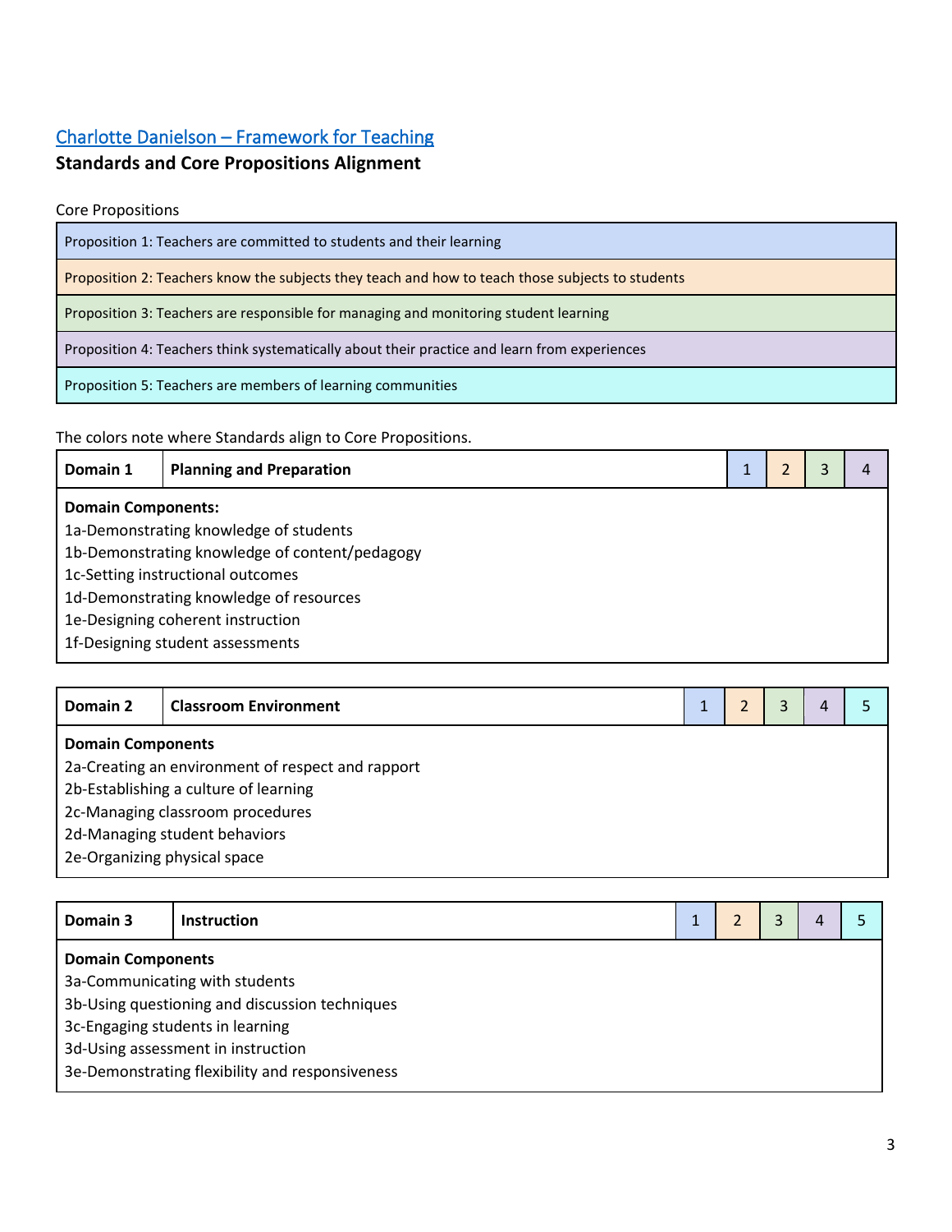[Charlotte Danielson – Framework for Teaching](#)

**Standards and Core Propositions Alignment**

Core Propositions

| Core Propositions |
|---|
| Proposition 1: Teachers are committed to students and their learning |
| Proposition 2: Teachers know the subjects they teach and how to teach those subjects to students |
| Proposition 3: Teachers are responsible for managing and monitoring student learning |
| Proposition 4: Teachers think systematically about their practice and learn from experiences |
| Proposition 5: Teachers are members of learning communities |

The colors note where Standards align to Core Propositions.

| Domain 1 | Planning and Preparation | 1 | 2 | 3 | 4 |
|---|---|---|---|---|---|

**Domain Components:**
1a-Demonstrating knowledge of students
1b-Demonstrating knowledge of content/pedagogy
1c-Setting instructional outcomes
1d-Demonstrating knowledge of resources
1e-Designing coherent instruction
1f-Designing student assessments

| Domain 2 | Classroom Environment | 1 | 2 | 3 | 4 | 5 |
|---|---|---|---|---|---|---|

**Domain Components**
2a-Creating an environment of respect and rapport
2b-Establishing a culture of learning
2c-Managing classroom procedures
2d-Managing student behaviors
2e-Organizing physical space

| Domain 3 | Instruction | 1 | 2 | 3 | 4 | 5 |
|---|---|---|---|---|---|---|

**Domain Components**
3a-Communicating with students
3b-Using questioning and discussion techniques
3c-Engaging students in learning
3d-Using assessment in instruction
3e-Demonstrating flexibility and responsiveness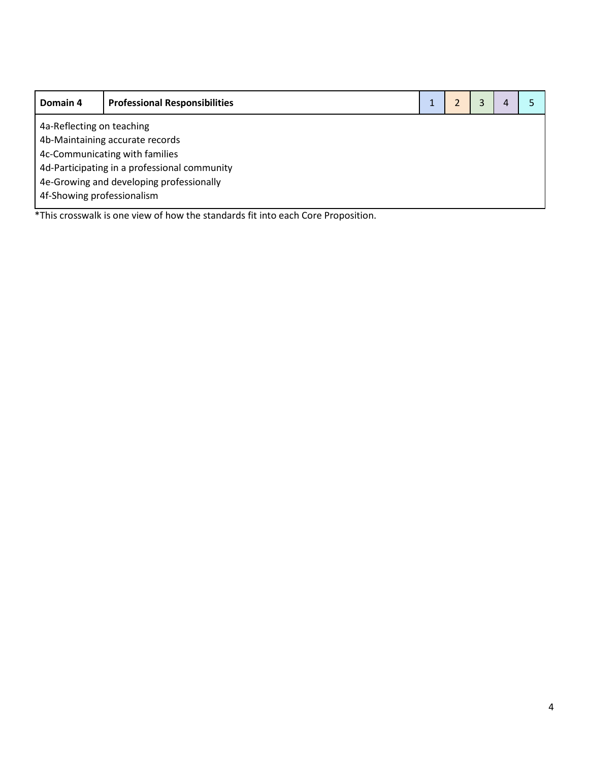| Domain 4 | Professional Responsibilities | 1 | 2 | 3 | 4 | 5 |
|---|---|---|---|---|---|---|
| 4a-Reflecting on teaching<br>4b-Maintaining accurate records<br>4c-Communicating with families<br>4d-Participating in a professional community<br>4e-Growing and developing professionally<br>4f-Showing professionalism | | | | | | |

*This crosswalk is one view of how the standards fit into each Core Proposition.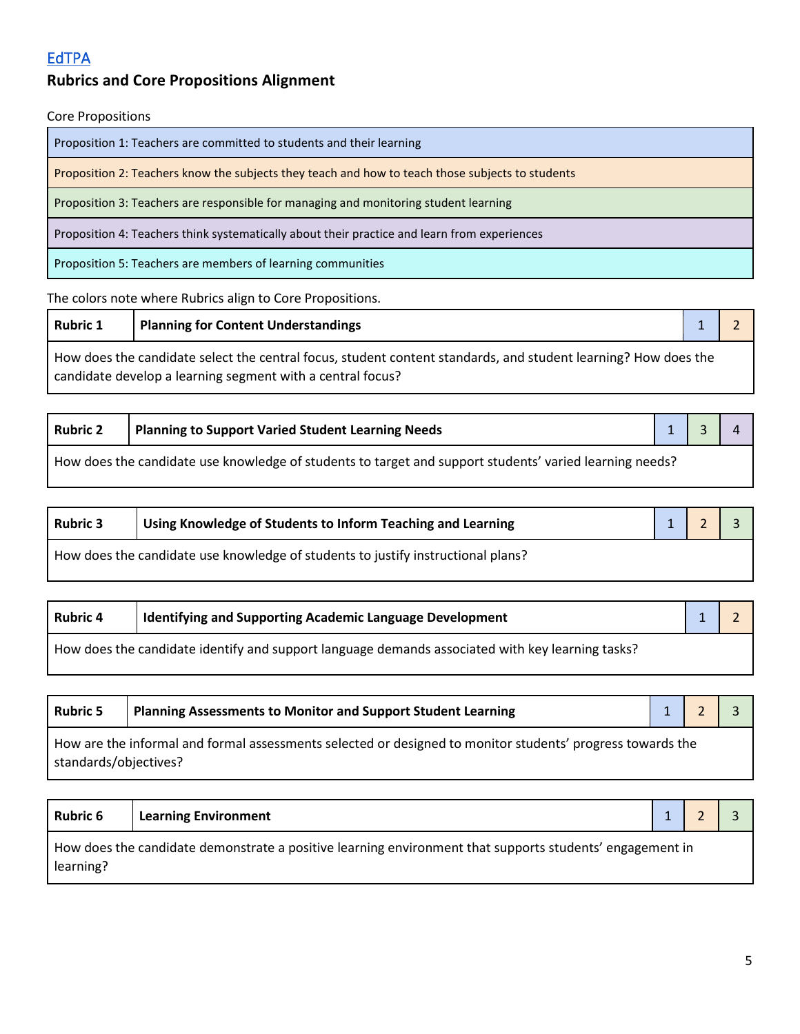## [EdTPA](#)

### Rubrics and Core Propositions Alignment

Core Propositions

| |
|---|
| Proposition 1: Teachers are committed to students and their learning |
| Proposition 2: Teachers know the subjects they teach and how to teach those subjects to students |
| Proposition 3: Teachers are responsible for managing and monitoring student learning |
| Proposition 4: Teachers think systematically about their practice and learn from experiences |
| Proposition 5: Teachers are members of learning communities |

The colors note where Rubrics align to Core Propositions.

| **Rubric 1** | **Planning for Content Understandings** | 1 | 2 |
|---|---|---|---|
| How does the candidate select the central focus, student content standards, and student learning? How does the candidate develop a learning segment with a central focus? | | | |

| **Rubric 2** | **Planning to Support Varied Student Learning Needs** | 1 | 3 | 4 |
|---|---|---|---|---|
| How does the candidate use knowledge of students to target and support students' varied learning needs? | | | | |

| **Rubric 3** | **Using Knowledge of Students to Inform Teaching and Learning** | 1 | 2 | 3 |
|---|---|---|---|---|
| How does the candidate use knowledge of students to justify instructional plans? | | | | |

| **Rubric 4** | **Identifying and Supporting Academic Language Development** | 1 | 2 |
|---|---|---|---|
| How does the candidate identify and support language demands associated with key learning tasks? | | | |

| **Rubric 5** | **Planning Assessments to Monitor and Support Student Learning** | 1 | 2 | 3 |
|---|---|---|---|---|
| How are the informal and formal assessments selected or designed to monitor students' progress towards the standards/objectives? | | | | |

| **Rubric 6** | **Learning Environment** | 1 | 2 | 3 |
|---|---|---|---|---|
| How does the candidate demonstrate a positive learning environment that supports students' engagement in learning? | | | | |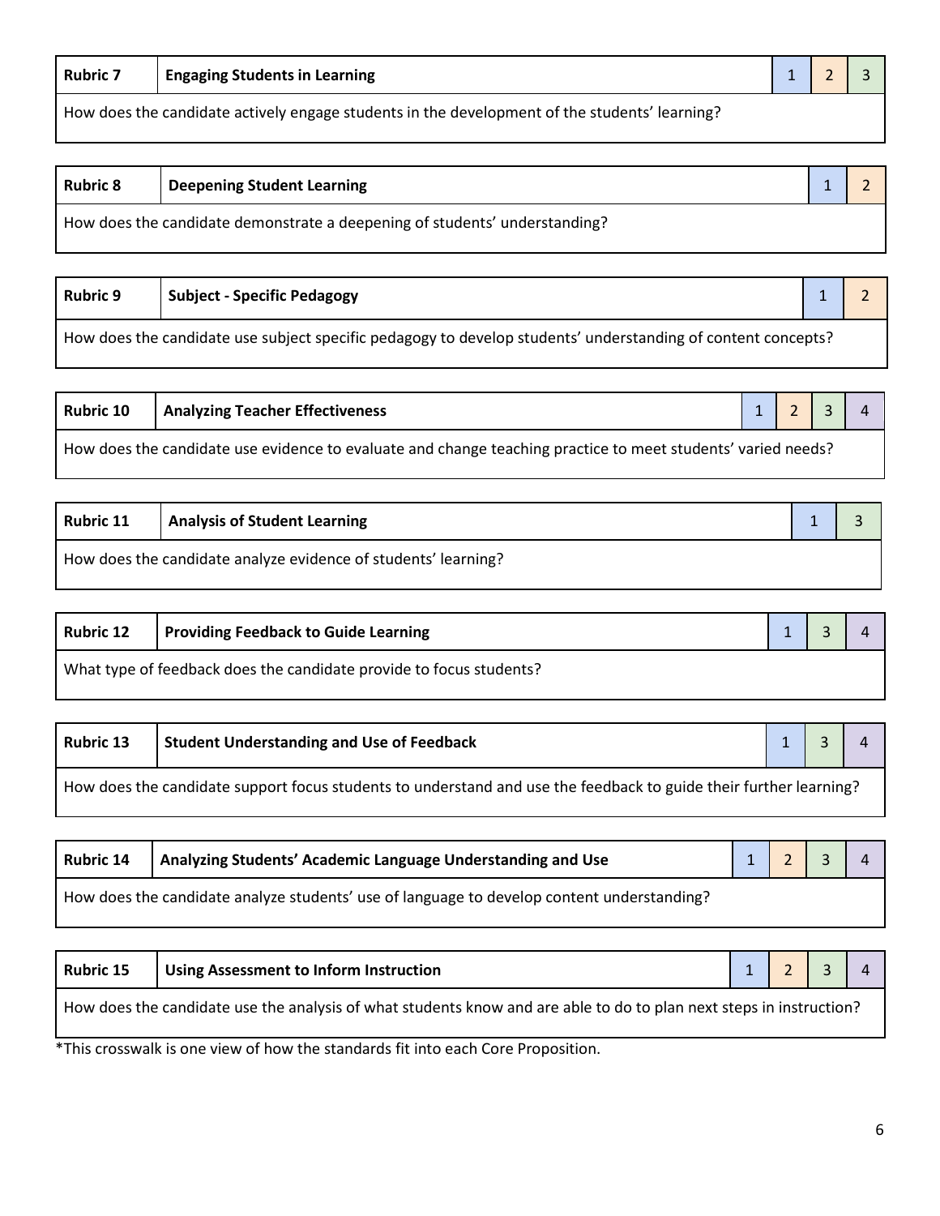| Rubric 7 | Engaging Students in Learning | 1 | 2 | 3 |
|---|---|---|---|---|
| How does the candidate actively engage students in the development of the students' learning? | | | | |

| Rubric 8 | Deepening Student Learning | 1 | 2 |
|---|---|---|---|
| How does the candidate demonstrate a deepening of students' understanding? | | | |

| Rubric 9 | Subject - Specific Pedagogy | 1 | 2 |
|---|---|---|---|
| How does the candidate use subject specific pedagogy to develop students' understanding of content concepts? | | | |

| Rubric 10 | Analyzing Teacher Effectiveness | 1 | 2 | 3 | 4 |
|---|---|---|---|---|---|
| How does the candidate use evidence to evaluate and change teaching practice to meet students' varied needs? | | | | | |

| Rubric 11 | Analysis of Student Learning | 1 | 3 |
|---|---|---|---|
| How does the candidate analyze evidence of students' learning? | | | |

| Rubric 12 | Providing Feedback to Guide Learning | 1 | 3 | 4 |
|---|---|---|---|---|
| What type of feedback does the candidate provide to focus students? | | | | |

| Rubric 13 | Student Understanding and Use of Feedback | 1 | 3 | 4 |
|---|---|---|---|---|
| How does the candidate support focus students to understand and use the feedback to guide their further learning? | | | | |

| Rubric 14 | Analyzing Students' Academic Language Understanding and Use | 1 | 2 | 3 | 4 |
|---|---|---|---|---|---|
| How does the candidate analyze students' use of language to develop content understanding? | | | | | |

| Rubric 15 | Using Assessment to Inform Instruction | 1 | 2 | 3 | 4 |
|---|---|---|---|---|---|
| How does the candidate use the analysis of what students know and are able to do to plan next steps in instruction? | | | | | |

*This crosswalk is one view of how the standards fit into each Core Proposition.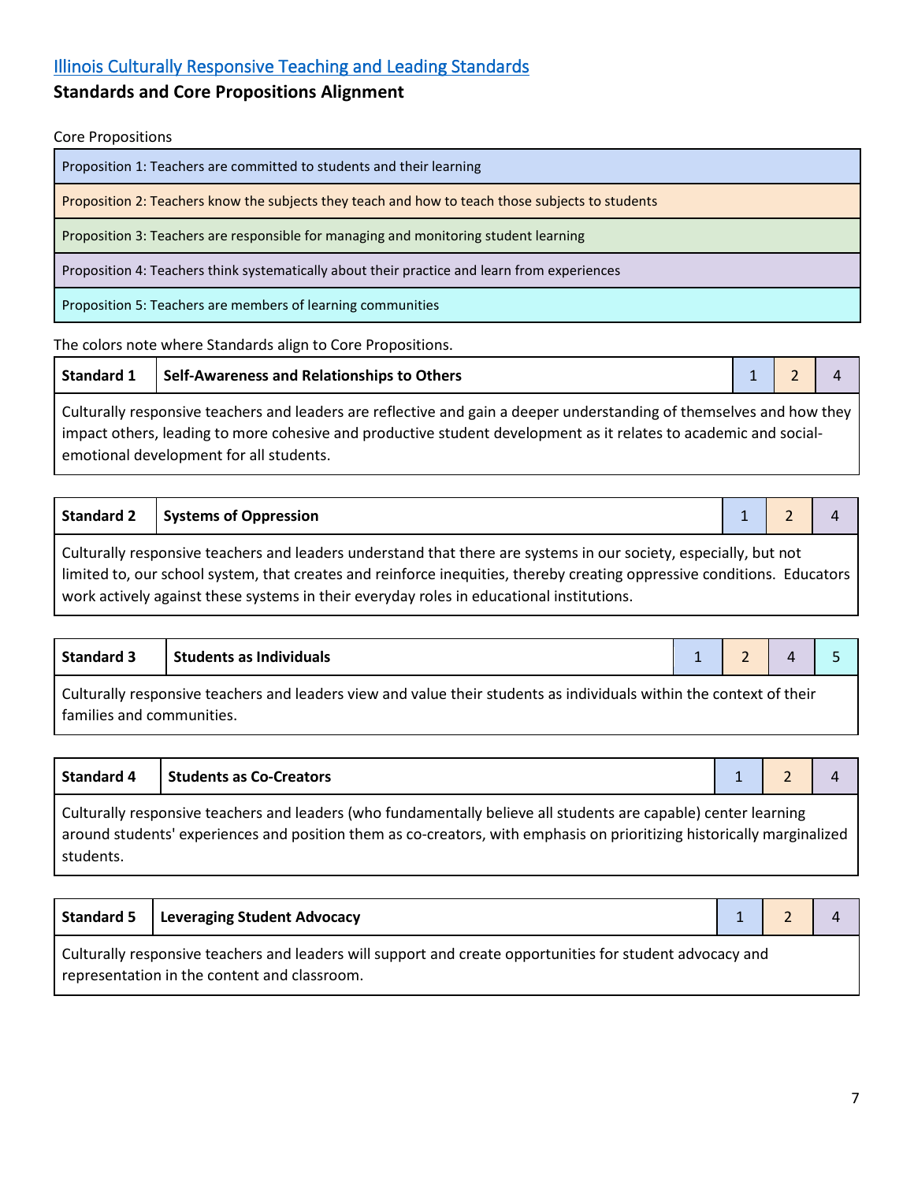## [Illinois Culturally Responsive Teaching and Leading Standards](#)

### Standards and Core Propositions Alignment

Core Propositions

| |
|---|
| Proposition 1: Teachers are committed to students and their learning |
| Proposition 2: Teachers know the subjects they teach and how to teach those subjects to students |
| Proposition 3: Teachers are responsible for managing and monitoring student learning |
| Proposition 4: Teachers think systematically about their practice and learn from experiences |
| Proposition 5: Teachers are members of learning communities |

The colors note where Standards align to Core Propositions.

| **Standard 1** | **Self-Awareness and Relationships to Others** | 1 | 2 | 4 |
|---|---|---|---|---|
| Culturally responsive teachers and leaders are reflective and gain a deeper understanding of themselves and how they impact others, leading to more cohesive and productive student development as it relates to academic and social-emotional development for all students. | | | | |

| **Standard 2** | **Systems of Oppression** | 1 | 2 | 4 |
|---|---|---|---|---|
| Culturally responsive teachers and leaders understand that there are systems in our society, especially, but not limited to, our school system, that creates and reinforce inequities, thereby creating oppressive conditions. Educators work actively against these systems in their everyday roles in educational institutions. | | | | |

| **Standard 3** | **Students as Individuals** | 1 | 2 | 4 | 5 |
|---|---|---|---|---|---|
| Culturally responsive teachers and leaders view and value their students as individuals within the context of their families and communities. | | | | | |

| **Standard 4** | **Students as Co-Creators** | 1 | 2 | 4 |
|---|---|---|---|---|
| Culturally responsive teachers and leaders (who fundamentally believe all students are capable) center learning around students' experiences and position them as co-creators, with emphasis on prioritizing historically marginalized students. | | | | |

| **Standard 5** | **Leveraging Student Advocacy** | 1 | 2 | 4 |
|---|---|---|---|---|
| Culturally responsive teachers and leaders will support and create opportunities for student advocacy and representation in the content and classroom. | | | | |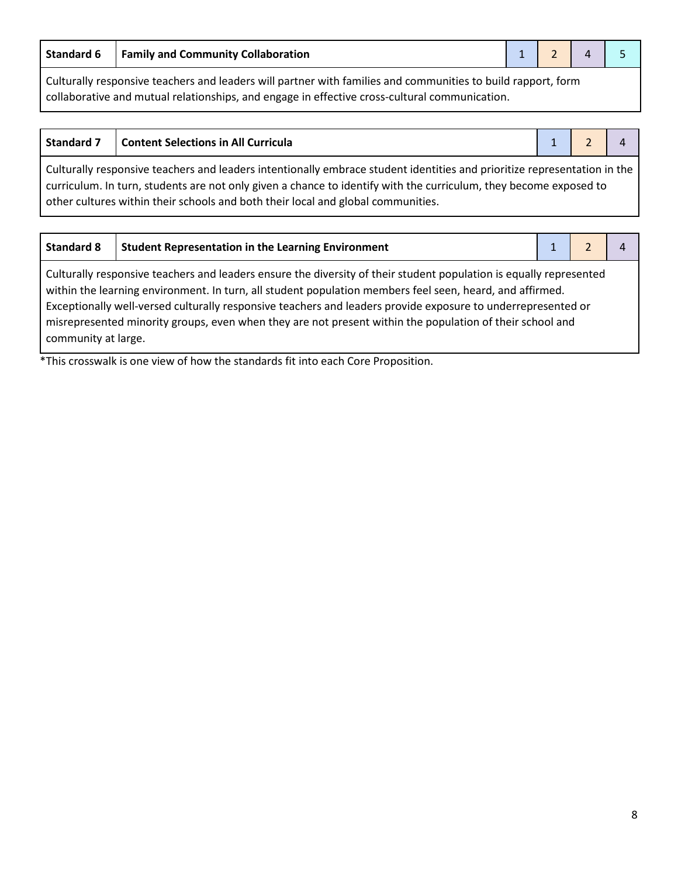| Standard 6 | Family and Community Collaboration | 1 | 2 | 4 | 5 |
|---|---|---|---|---|---|
| Culturally responsive teachers and leaders will partner with families and communities to build rapport, form collaborative and mutual relationships, and engage in effective cross-cultural communication. | | | | | |

| Standard 7 | Content Selections in All Curricula | 1 | 2 | 4 |
|---|---|---|---|---|
| Culturally responsive teachers and leaders intentionally embrace student identities and prioritize representation in the curriculum. In turn, students are not only given a chance to identify with the curriculum, they become exposed to other cultures within their schools and both their local and global communities. | | | | |

| Standard 8 | Student Representation in the Learning Environment | 1 | 2 | 4 |
|---|---|---|---|---|
| Culturally responsive teachers and leaders ensure the diversity of their student population is equally represented within the learning environment. In turn, all student population members feel seen, heard, and affirmed. Exceptionally well-versed culturally responsive teachers and leaders provide exposure to underrepresented or misrepresented minority groups, even when they are not present within the population of their school and community at large. | | | | |

*This crosswalk is one view of how the standards fit into each Core Proposition.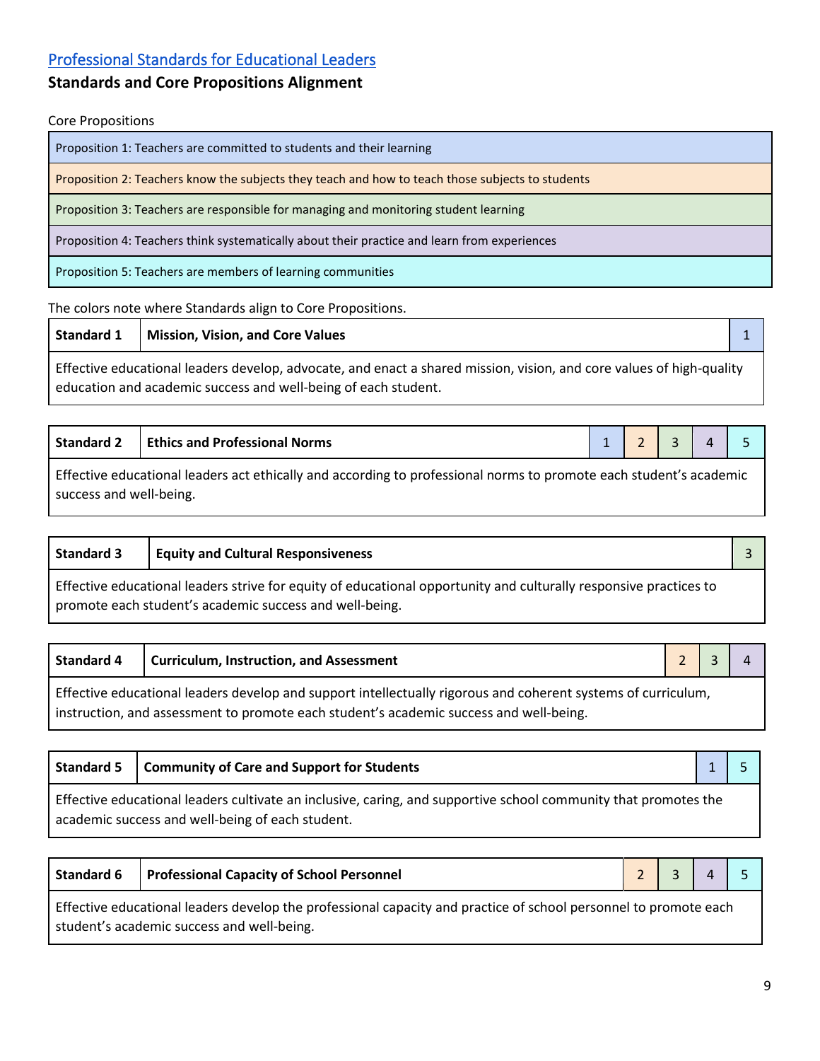## [Professional Standards for Educational Leaders](#)

### Standards and Core Propositions Alignment

Core Propositions

| Core Propositions |
|---|
| Proposition 1: Teachers are committed to students and their learning |
| Proposition 2: Teachers know the subjects they teach and how to teach those subjects to students |
| Proposition 3: Teachers are responsible for managing and monitoring student learning |
| Proposition 4: Teachers think systematically about their practice and learn from experiences |
| Proposition 5: Teachers are members of learning communities |

The colors note where Standards align to Core Propositions.

| Standard 1 | Mission, Vision, and Core Values | 1 |
|---|---|---|
| Effective educational leaders develop, advocate, and enact a shared mission, vision, and core values of high-quality education and academic success and well-being of each student. | | |

| Standard 2 | Ethics and Professional Norms | 1 | 2 | 3 | 4 | 5 |
|---|---|---|---|---|---|---|
| Effective educational leaders act ethically and according to professional norms to promote each student's academic success and well-being. | | | | | | |

| Standard 3 | Equity and Cultural Responsiveness | 3 |
|---|---|---|
| Effective educational leaders strive for equity of educational opportunity and culturally responsive practices to promote each student's academic success and well-being. | | |

| Standard 4 | Curriculum, Instruction, and Assessment | 2 | 3 | 4 |
|---|---|---|---|---|
| Effective educational leaders develop and support intellectually rigorous and coherent systems of curriculum, instruction, and assessment to promote each student's academic success and well-being. | | | | |

| Standard 5 | Community of Care and Support for Students | 1 | 5 |
|---|---|---|---|
| Effective educational leaders cultivate an inclusive, caring, and supportive school community that promotes the academic success and well-being of each student. | | | |

| Standard 6 | Professional Capacity of School Personnel | 2 | 3 | 4 | 5 |
|---|---|---|---|---|---|
| Effective educational leaders develop the professional capacity and practice of school personnel to promote each student's academic success and well-being. | | | | | |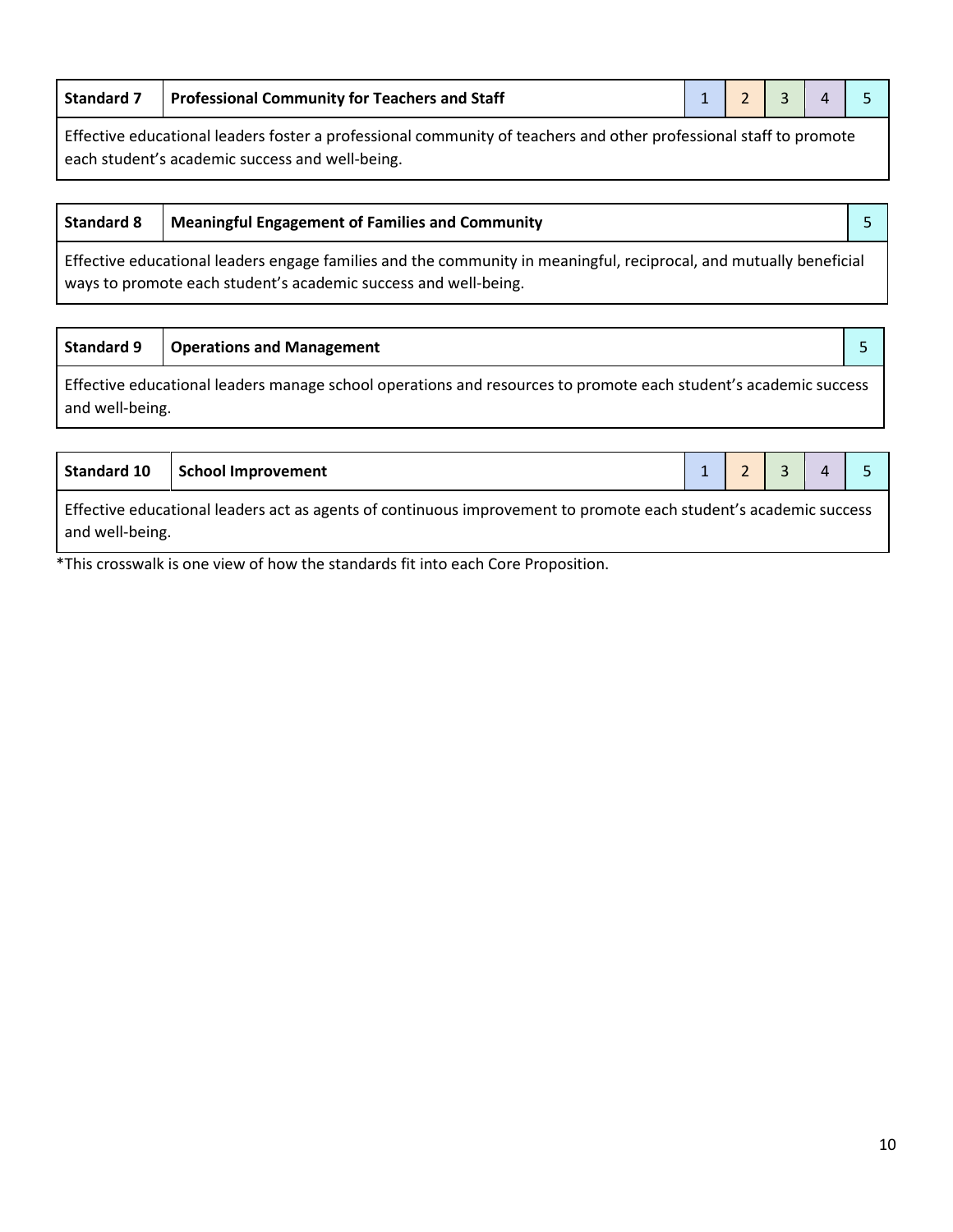| Standard 7 | Professional Community for Teachers and Staff | 1 | 2 | 3 | 4 | 5 |
|---|---|---|---|---|---|---|
| Effective educational leaders foster a professional community of teachers and other professional staff to promote each student's academic success and well-being. | | | | | | |

| Standard 8 | Meaningful Engagement of Families and Community | 5 |
|---|---|---|
| Effective educational leaders engage families and the community in meaningful, reciprocal, and mutually beneficial ways to promote each student's academic success and well-being. | | |

| Standard 9 | Operations and Management | 5 |
|---|---|---|
| Effective educational leaders manage school operations and resources to promote each student's academic success and well-being. | | |

| Standard 10 | School Improvement | 1 | 2 | 3 | 4 | 5 |
|---|---|---|---|---|---|---|
| Effective educational leaders act as agents of continuous improvement to promote each student's academic success and well-being. | | | | | | |

*This crosswalk is one view of how the standards fit into each Core Proposition.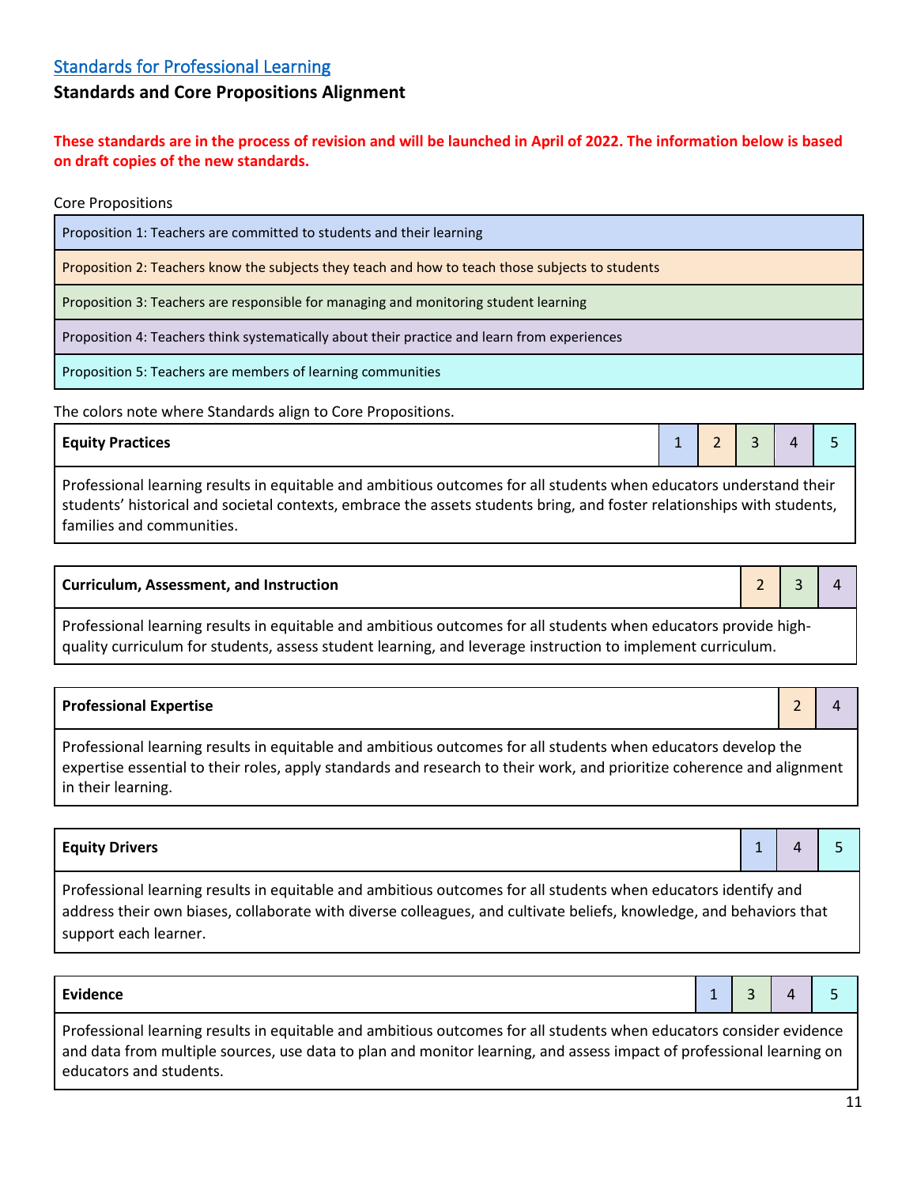[Standards for Professional Learning](#)

## Standards and Core Propositions Alignment

**These standards are in the process of revision and will be launched in April of 2022. The information below is based on draft copies of the new standards.**

Core Propositions

| |
|---|
| Proposition 1: Teachers are committed to students and their learning |
| Proposition 2: Teachers know the subjects they teach and how to teach those subjects to students |
| Proposition 3: Teachers are responsible for managing and monitoring student learning |
| Proposition 4: Teachers think systematically about their practice and learn from experiences |
| Proposition 5: Teachers are members of learning communities |

The colors note where Standards align to Core Propositions.

| Equity Practices | 1 | 2 | 3 | 4 | 5 |
|---|---|---|---|---|---|
| Professional learning results in equitable and ambitious outcomes for all students when educators understand their students' historical and societal contexts, embrace the assets students bring, and foster relationships with students, families and communities. | | | | | |

| Curriculum, Assessment, and Instruction | 2 | 3 | 4 |
|---|---|---|---|
| Professional learning results in equitable and ambitious outcomes for all students when educators provide high-quality curriculum for students, assess student learning, and leverage instruction to implement curriculum. | | | |

| Professional Expertise | 2 | 4 |
|---|---|---|
| Professional learning results in equitable and ambitious outcomes for all students when educators develop the expertise essential to their roles, apply standards and research to their work, and prioritize coherence and alignment in their learning. | | |

| Equity Drivers | 1 | 4 | 5 |
|---|---|---|---|
| Professional learning results in equitable and ambitious outcomes for all students when educators identify and address their own biases, collaborate with diverse colleagues, and cultivate beliefs, knowledge, and behaviors that support each learner. | | | |

| Evidence | 1 | 3 | 4 | 5 |
|---|---|---|---|---|
| Professional learning results in equitable and ambitious outcomes for all students when educators consider evidence and data from multiple sources, use data to plan and monitor learning, and assess impact of professional learning on educators and students. | | | | |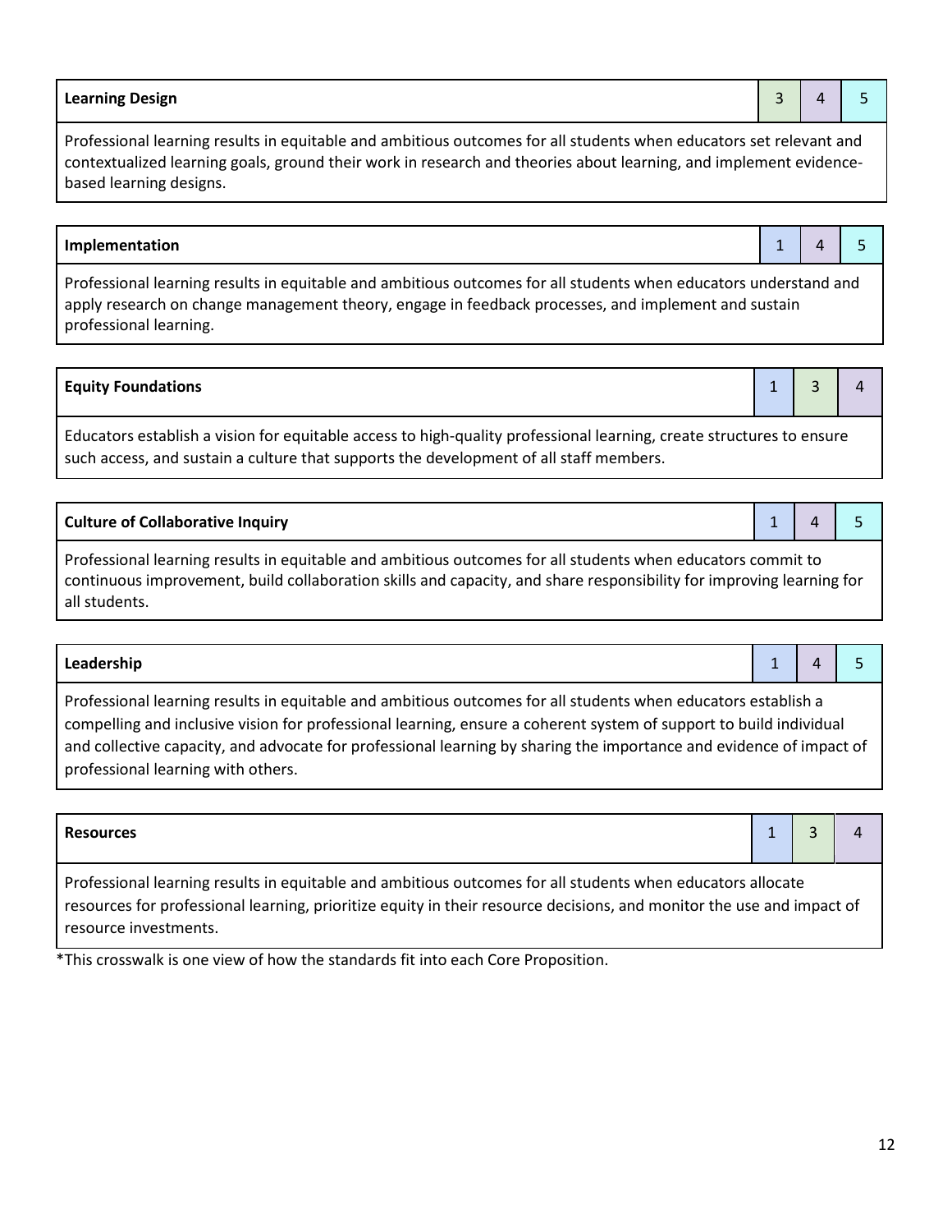| Learning Design | 3 | 4 | 5 |
|---|---|---|---|
| Professional learning results in equitable and ambitious outcomes for all students when educators set relevant and contextualized learning goals, ground their work in research and theories about learning, and implement evidence-based learning designs. | | | |

| Implementation | 1 | 4 | 5 |
|---|---|---|---|
| Professional learning results in equitable and ambitious outcomes for all students when educators understand and apply research on change management theory, engage in feedback processes, and implement and sustain professional learning. | | | |

| Equity Foundations | 1 | 3 | 4 |
|---|---|---|---|
| Educators establish a vision for equitable access to high-quality professional learning, create structures to ensure such access, and sustain a culture that supports the development of all staff members. | | | |

| Culture of Collaborative Inquiry | 1 | 4 | 5 |
|---|---|---|---|
| Professional learning results in equitable and ambitious outcomes for all students when educators commit to continuous improvement, build collaboration skills and capacity, and share responsibility for improving learning for all students. | | | |

| Leadership | 1 | 4 | 5 |
|---|---|---|---|
| Professional learning results in equitable and ambitious outcomes for all students when educators establish a compelling and inclusive vision for professional learning, ensure a coherent system of support to build individual and collective capacity, and advocate for professional learning by sharing the importance and evidence of impact of professional learning with others. | | | |

| Resources | 1 | 3 | 4 |
|---|---|---|---|
| Professional learning results in equitable and ambitious outcomes for all students when educators allocate resources for professional learning, prioritize equity in their resource decisions, and monitor the use and impact of resource investments. | | | |

*This crosswalk is one view of how the standards fit into each Core Proposition.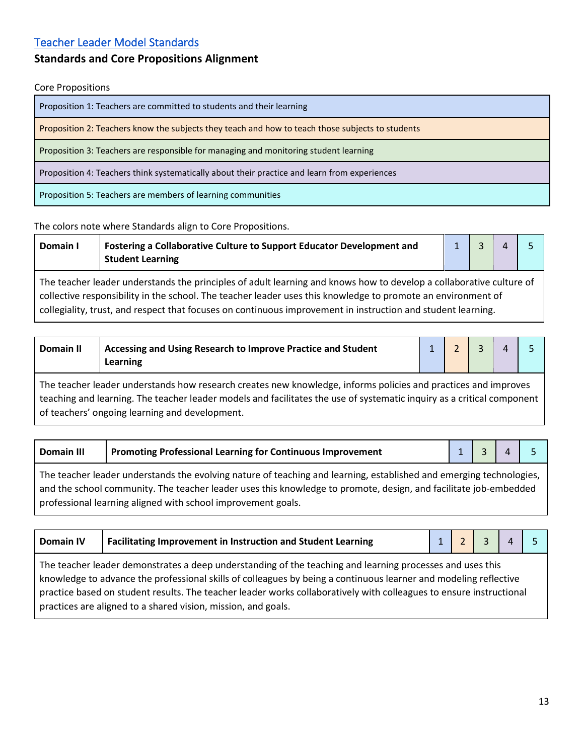## Teacher Leader Model Standards

### Standards and Core Propositions Alignment

Core Propositions

| Core Propositions |
|---|
| Proposition 1: Teachers are committed to students and their learning |
| Proposition 2: Teachers know the subjects they teach and how to teach those subjects to students |
| Proposition 3: Teachers are responsible for managing and monitoring student learning |
| Proposition 4: Teachers think systematically about their practice and learn from experiences |
| Proposition 5: Teachers are members of learning communities |

The colors note where Standards align to Core Propositions.

| Domain I | Fostering a Collaborative Culture to Support Educator Development and Student Learning | 1 | 3 | 4 | 5 |
|---|---|---|---|---|---|

The teacher leader understands the principles of adult learning and knows how to develop a collaborative culture of collective responsibility in the school. The teacher leader uses this knowledge to promote an environment of collegiality, trust, and respect that focuses on continuous improvement in instruction and student learning.

| Domain II | Accessing and Using Research to Improve Practice and Student Learning | 1 | 2 | 3 | 4 | 5 |
|---|---|---|---|---|---|---|

The teacher leader understands how research creates new knowledge, informs policies and practices and improves teaching and learning. The teacher leader models and facilitates the use of systematic inquiry as a critical component of teachers' ongoing learning and development.

| Domain III | Promoting Professional Learning for Continuous Improvement | 1 | 3 | 4 | 5 |
|---|---|---|---|---|---|

The teacher leader understands the evolving nature of teaching and learning, established and emerging technologies, and the school community. The teacher leader uses this knowledge to promote, design, and facilitate job-embedded professional learning aligned with school improvement goals.

| Domain IV | Facilitating Improvement in Instruction and Student Learning | 1 | 2 | 3 | 4 | 5 |
|---|---|---|---|---|---|---|

The teacher leader demonstrates a deep understanding of the teaching and learning processes and uses this knowledge to advance the professional skills of colleagues by being a continuous learner and modeling reflective practice based on student results. The teacher leader works collaboratively with colleagues to ensure instructional practices are aligned to a shared vision, mission, and goals.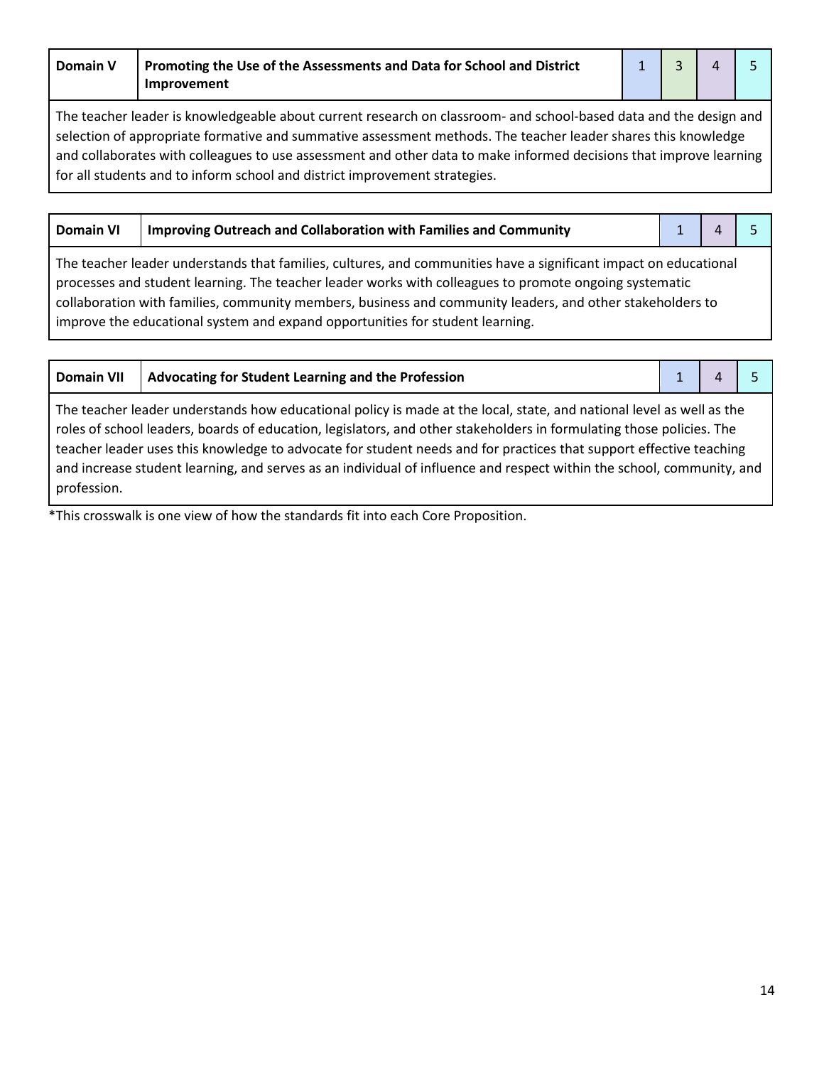| Domain V | Promoting the Use of the Assessments and Data for School and District Improvement | 1 | 3 | 4 | 5 |
|---|---|---|---|---|---|
| The teacher leader is knowledgeable about current research on classroom- and school-based data and the design and selection of appropriate formative and summative assessment methods. The teacher leader shares this knowledge and collaborates with colleagues to use assessment and other data to make informed decisions that improve learning for all students and to inform school and district improvement strategies. | | | | | |

| Domain VI | Improving Outreach and Collaboration with Families and Community | 1 | 4 | 5 |
|---|---|---|---|---|
| The teacher leader understands that families, cultures, and communities have a significant impact on educational processes and student learning. The teacher leader works with colleagues to promote ongoing systematic collaboration with families, community members, business and community leaders, and other stakeholders to improve the educational system and expand opportunities for student learning. | | | | |

| Domain VII | Advocating for Student Learning and the Profession | 1 | 4 | 5 |
|---|---|---|---|---|
| The teacher leader understands how educational policy is made at the local, state, and national level as well as the roles of school leaders, boards of education, legislators, and other stakeholders in formulating those policies. The teacher leader uses this knowledge to advocate for student needs and for practices that support effective teaching and increase student learning, and serves as an individual of influence and respect within the school, community, and profession. | | | | |

*This crosswalk is one view of how the standards fit into each Core Proposition.